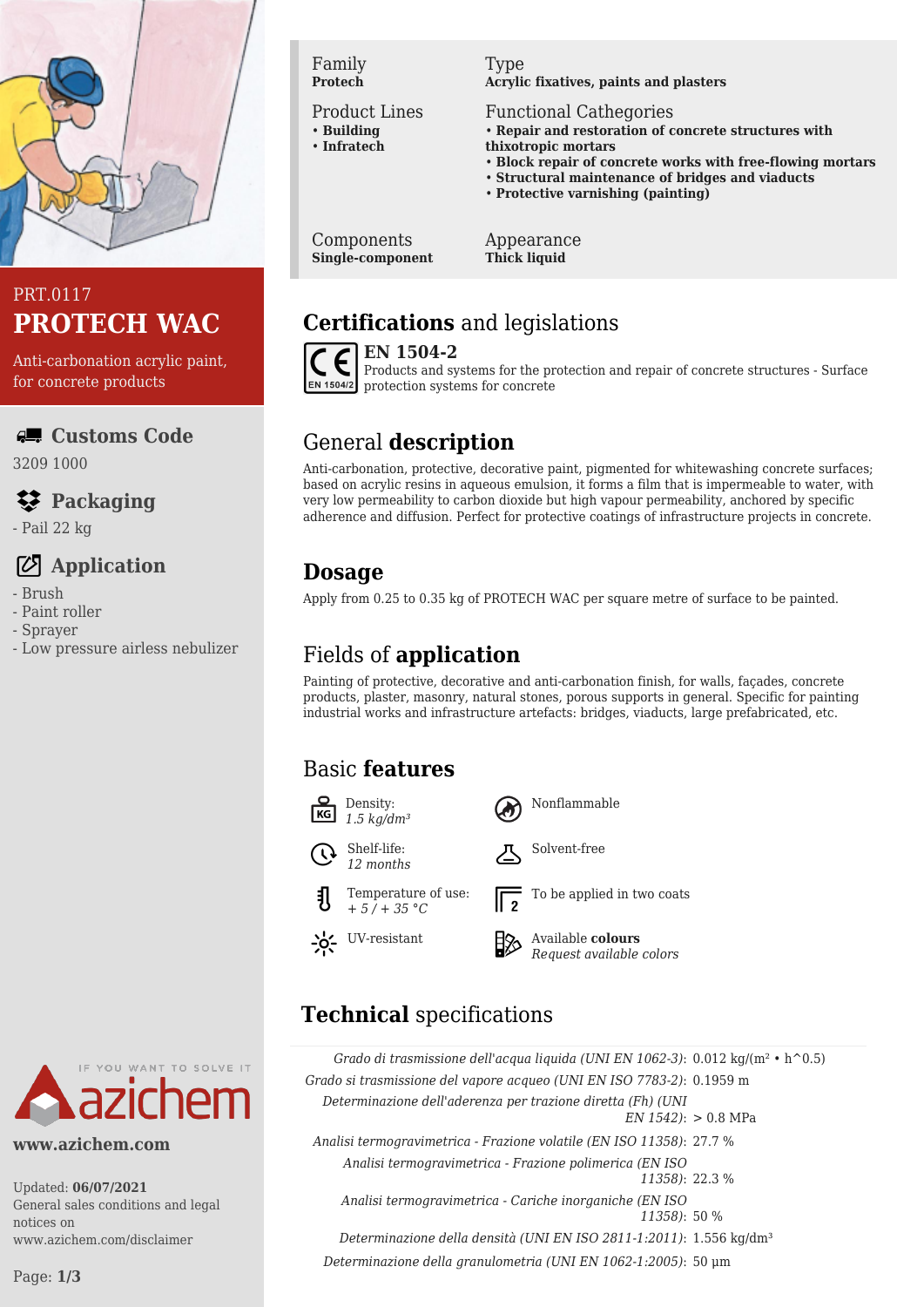PRT.0117

# PROTECH WAC

Anti-carbonation acrylic paint, for concrete products

## Customs Code

3209 1000

## Packaging

- Pail 22 kg

## Application

- Brush
- Paint roller
- Sprayer
- Low pressure airless nebulizer

www.azichem.com

Updated: **06/07/2021**
General sales conditions and legal notices on www.azichem.com/disclaimer

| Family | Type |
| --- | --- |
| **Protech** | **Acrylic fixatives, paints and plasters** |

**Product Lines**
- **Building**
- **Infratech**

**Functional Cathegories**
- **Repair and restoration of concrete structures with thixotropic mortars**
- **Block repair of concrete works with free-flowing mortars**
- **Structural maintenance of bridges and viaducts**
- **Protective varnishing (painting)**

| Components | Appearance |
| --- | --- |
| **Single-component** | **Thick liquid** |

## Certifications and legislations

**EN 1504-2**
Products and systems for the protection and repair of concrete structures - Surface protection systems for concrete

## General description

Anti-carbonation, protective, decorative paint, pigmented for whitewashing concrete surfaces; based on acrylic resins in aqueous emulsion, it forms a film that is impermeable to water, with very low permeability to carbon dioxide but high vapour permeability, anchored by specific adherence and diffusion. Perfect for protective coatings of infrastructure projects in concrete.

## Dosage

Apply from 0.25 to 0.35 kg of PROTECH WAC per square metre of surface to be painted.

## Fields of application

Painting of protective, decorative and anti-carbonation finish, for walls, façades, concrete products, plaster, masonry, natural stones, porous supports in general. Specific for painting industrial works and infrastructure artefacts: bridges, viaducts, large prefabricated, etc.

## Basic features

- Density: *1.5 kg/dm³*
- Shelf-life: *12 months*
- Temperature of use: *+ 5 / + 35 °C*
- UV-resistant
- Nonflammable
- Solvent-free
- To be applied in two coats
- Available **colours**: *Request available colors*

## Technical specifications

| Property | Value |
| --- | --- |
| *Grado di trasmissione dell'acqua liquida (UNI EN 1062-3)* | 0.012 kg/(m² • h^0.5) |
| *Grado si trasmissione del vapore acqueo (UNI EN ISO 7783-2)* | 0.1959 m |
| *Determinazione dell'aderenza per trazione diretta (Fh) (UNI EN 1542)* | > 0.8 MPa |
| *Analisi termogravimetrica - Frazione volatile (EN ISO 11358)* | 27.7 % |
| *Analisi termogravimetrica - Frazione polimerica (EN ISO 11358)* | 22.3 % |
| *Analisi termogravimetrica - Cariche inorganiche (EN ISO 11358)* | 50 % |
| *Determinazione della densità (UNI EN ISO 2811-1:2011)* | 1.556 kg/dm³ |
| *Determinazione della granulometria (UNI EN 1062-1:2005)* | 50 µm |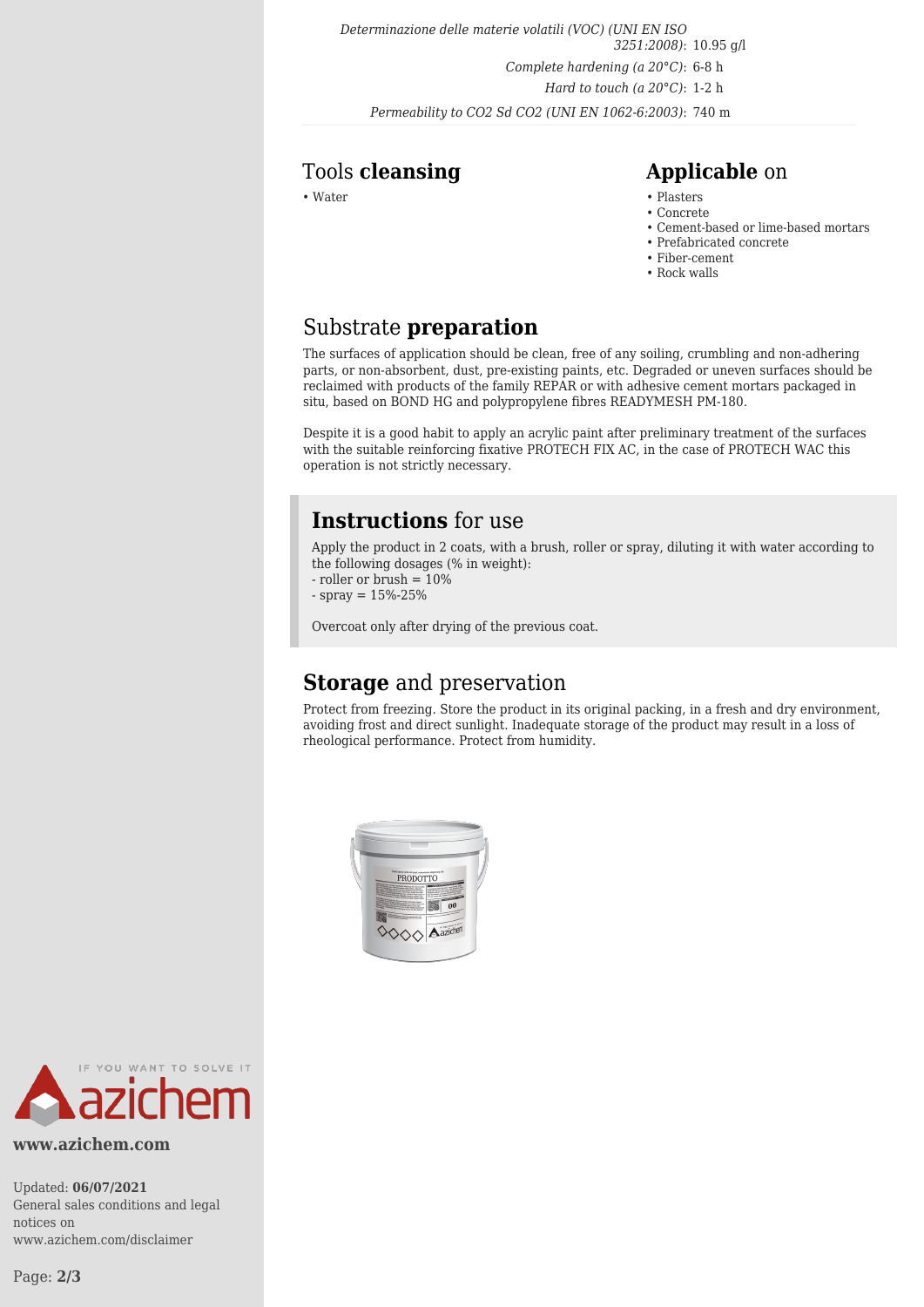| | |
|---|---|
| *Determinazione delle materie volatili (VOC) (UNI EN ISO 3251:2008)*: | 10.95 g/l |
| *Complete hardening (a 20°C)*: | 6-8 h |
| *Hard to touch (a 20°C)*: | 1-2 h |
| *Permeability to $CO_2$ Sd $CO_2$ (UNI EN 1062-6:2003)*: | 740 m |

## Tools **cleansing**

- Water

## **Applicable** on

- Plasters
- Concrete
- Cement-based or lime-based mortars
- Prefabricated concrete
- Fiber-cement
- Rock walls

## Substrate **preparation**

The surfaces of application should be clean, free of any soiling, crumbling and non-adhering parts, or non-absorbent, dust, pre-existing paints, etc. Degraded or uneven surfaces should be reclaimed with products of the family REPAR or with adhesive cement mortars packaged in situ, based on BOND HG and polypropylene fibres READYMESH PM-180.

Despite it is a good habit to apply an acrylic paint after preliminary treatment of the surfaces with the suitable reinforcing fixative PROTECH FIX AC, in the case of PROTECH WAC this operation is not strictly necessary.

## **Instructions** for use

Apply the product in 2 coats, with a brush, roller or spray, diluting it with water according to the following dosages (% in weight):
- roller or brush = 10%
- spray = 15%-25%

Overcoat only after drying of the previous coat.

## **Storage** and preservation

Protect from freezing. Store the product in its original packing, in a fresh and dry environment, avoiding frost and direct sunlight. Inadequate storage of the product may result in a loss of rheological performance. Protect from humidity.

www.azichem.com

Updated: **06/07/2021**
General sales conditions and legal notices on www.azichem.com/disclaimer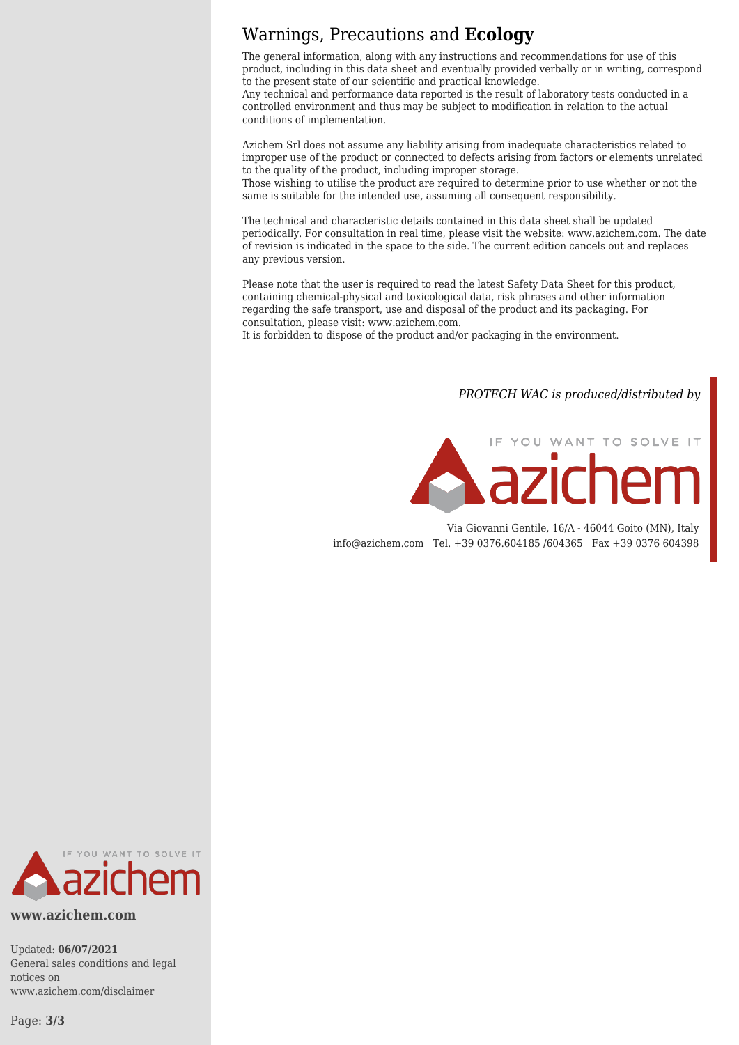# Warnings, Precautions and **Ecology**

The general information, along with any instructions and recommendations for use of this product, including in this data sheet and eventually provided verbally or in writing, correspond to the present state of our scientific and practical knowledge.
Any technical and performance data reported is the result of laboratory tests conducted in a controlled environment and thus may be subject to modification in relation to the actual conditions of implementation.

Azichem Srl does not assume any liability arising from inadequate characteristics related to improper use of the product or connected to defects arising from factors or elements unrelated to the quality of the product, including improper storage.
Those wishing to utilise the product are required to determine prior to use whether or not the same is suitable for the intended use, assuming all consequent responsibility.

The technical and characteristic details contained in this data sheet shall be updated periodically. For consultation in real time, please visit the website: www.azichem.com. The date of revision is indicated in the space to the side. The current edition cancels out and replaces any previous version.

Please note that the user is required to read the latest Safety Data Sheet for this product, containing chemical-physical and toxicological data, risk phrases and other information regarding the safe transport, use and disposal of the product and its packaging. For consultation, please visit: www.azichem.com.
It is forbidden to dispose of the product and/or packaging in the environment.

*PROTECH WAC is produced/distributed by*

IF YOU WANT TO SOLVE IT
azichem

Via Giovanni Gentile, 16/A - 46044 Goito (MN), Italy
info@azichem.com   Tel. +39 0376.604185 /604365   Fax +39 0376 604398

IF YOU WANT TO SOLVE IT
azichem

**www.azichem.com**

Updated: **06/07/2021**
General sales conditions and legal notices on www.azichem.com/disclaimer